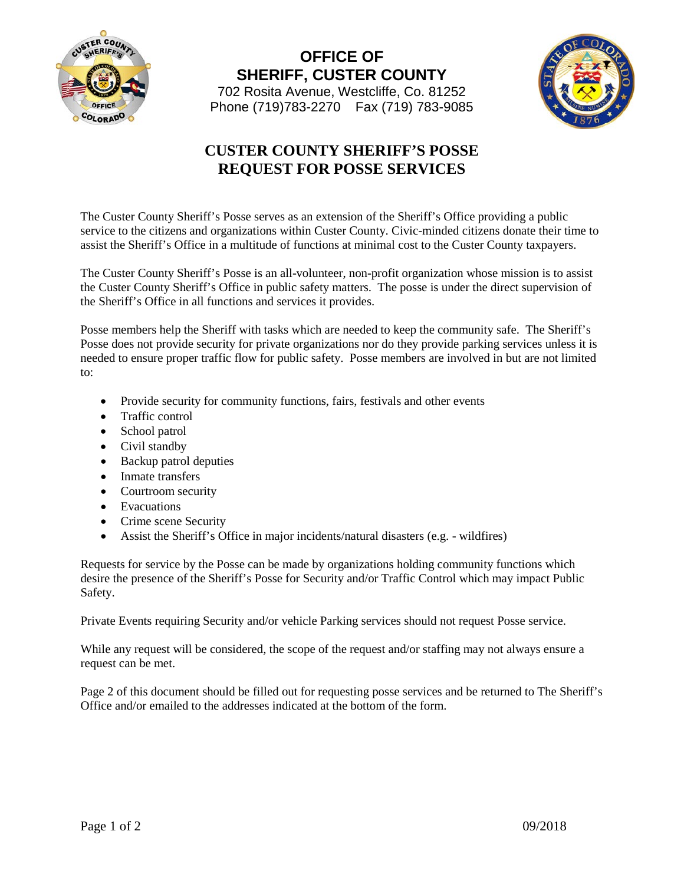# OFFICE OF SHERIFF, CUSTER COUNTY

702 Rosita Avenue, Westcliffe, Co. 81252
Phone (719)783-2270    Fax (719) 783-9085

## CUSTER COUNTY SHERIFF'S POSSE
## REQUEST FOR POSSE SERVICES

The Custer County Sheriff's Posse serves as an extension of the Sheriff's Office providing a public service to the citizens and organizations within Custer County. Civic-minded citizens donate their time to assist the Sheriff's Office in a multitude of functions at minimal cost to the Custer County taxpayers.

The Custer County Sheriff's Posse is an all-volunteer, non-profit organization whose mission is to assist the Custer County Sheriff's Office in public safety matters. The posse is under the direct supervision of the Sheriff's Office in all functions and services it provides.

Posse members help the Sheriff with tasks which are needed to keep the community safe. The Sheriff's Posse does not provide security for private organizations nor do they provide parking services unless it is needed to ensure proper traffic flow for public safety. Posse members are involved in but are not limited to:

- Provide security for community functions, fairs, festivals and other events
- Traffic control
- School patrol
- Civil standby
- Backup patrol deputies
- Inmate transfers
- Courtroom security
- Evacuations
- Crime scene Security
- Assist the Sheriff's Office in major incidents/natural disasters (e.g. - wildfires)

Requests for service by the Posse can be made by organizations holding community functions which desire the presence of the Sheriff's Posse for Security and/or Traffic Control which may impact Public Safety.

Private Events requiring Security and/or vehicle Parking services should not request Posse service.

While any request will be considered, the scope of the request and/or staffing may not always ensure a request can be met.

Page 2 of this document should be filled out for requesting posse services and be returned to The Sheriff's Office and/or emailed to the addresses indicated at the bottom of the form.

09/2018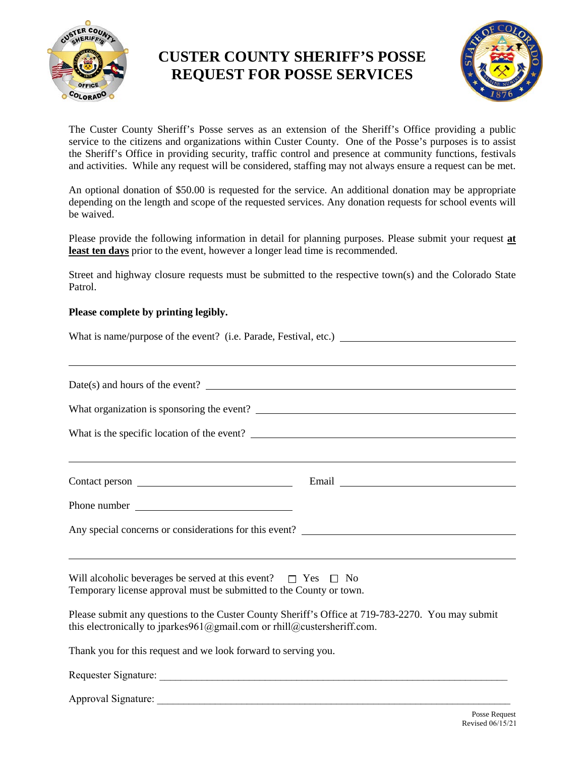# CUSTER COUNTY SHERIFF'S POSSE REQUEST FOR POSSE SERVICES

The Custer County Sheriff's Posse serves as an extension of the Sheriff's Office providing a public service to the citizens and organizations within Custer County. One of the Posse's purposes is to assist the Sheriff's Office in providing security, traffic control and presence at community functions, festivals and activities. While any request will be considered, staffing may not always ensure a request can be met.

An optional donation of $50.00 is requested for the service. An additional donation may be appropriate depending on the length and scope of the requested services. Any donation requests for school events will be waived.

Please provide the following information in detail for planning purposes. Please submit your request **at least ten days** prior to the event, however a longer lead time is recommended.

Street and highway closure requests must be submitted to the respective town(s) and the Colorado State Patrol.

**Please complete by printing legibly.**

What is name/purpose of the event? (i.e. Parade, Festival, etc.) ____________________

____________________________________________________________

Date(s) and hours of the event? ____________________

What organization is sponsoring the event? ____________________

What is the specific location of the event? ____________________

____________________________________________________________

Contact person ____________________ Email ____________________

Phone number ____________________

Any special concerns or considerations for this event? ____________________

____________________________________________________________

Will alcoholic beverages be served at this event? ☐ Yes ☐ No
Temporary license approval must be submitted to the County or town.

Please submit any questions to the Custer County Sheriff's Office at 719-783-2270. You may submit this electronically to jparkes961@gmail.com or rhill@custersheriff.com.

Thank you for this request and we look forward to serving you.

Requester Signature: ____________________________________________

Approval Signature: ____________________________________________

Posse Request
Revised 06/15/21